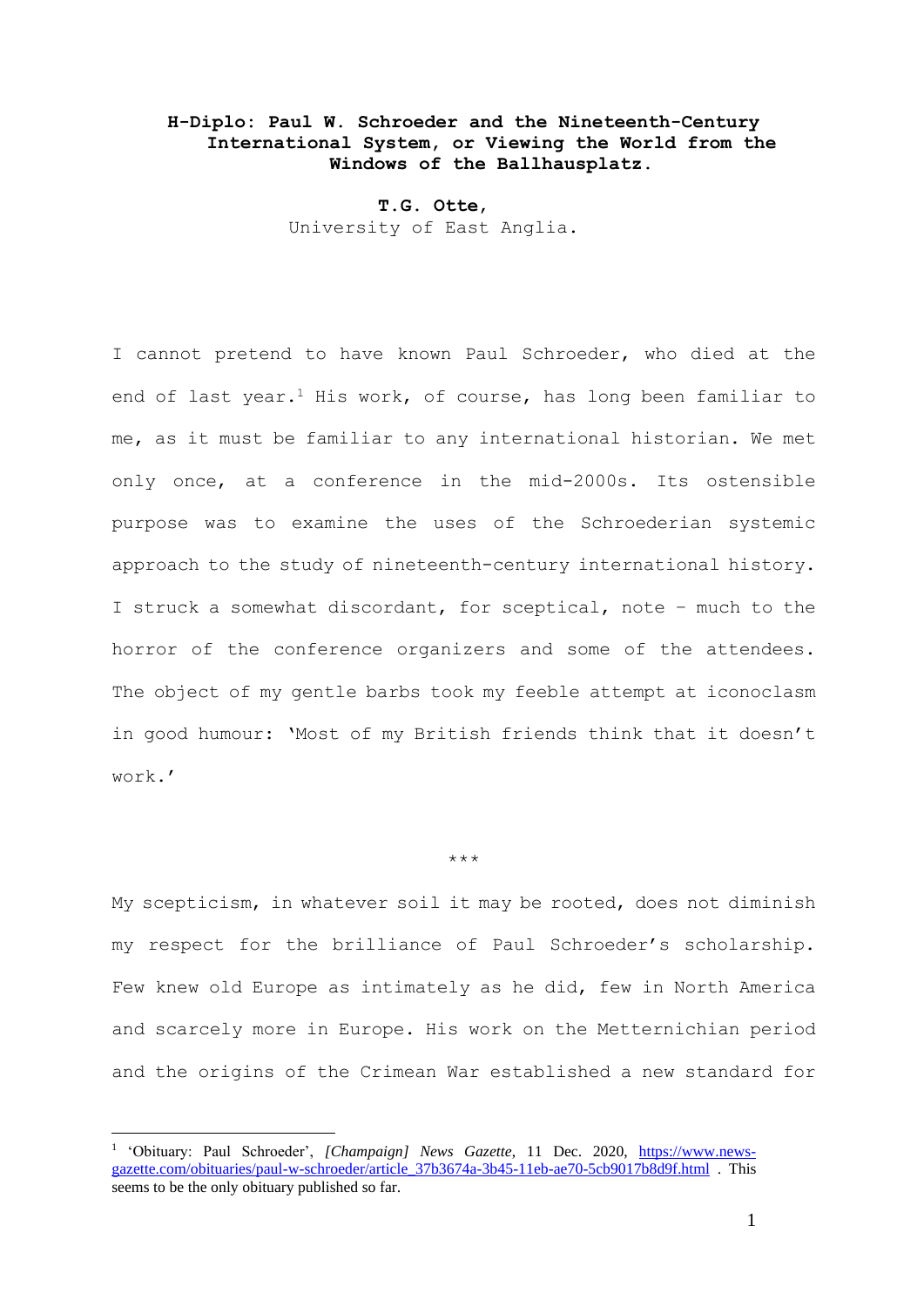**H-Diplo: Paul W. Schroeder and the Nineteenth-Century International System, or Viewing the World from the Windows of the Ballhausplatz.**

**T.G. Otte,**
University of East Anglia.

I cannot pretend to have known Paul Schroeder, who died at the end of last year.[1] His work, of course, has long been familiar to me, as it must be familiar to any international historian. We met only once, at a conference in the mid-2000s. Its ostensible purpose was to examine the uses of the Schroederian systemic approach to the study of nineteenth-century international history. I struck a somewhat discordant, for sceptical, note – much to the horror of the conference organizers and some of the attendees. The object of my gentle barbs took my feeble attempt at iconoclasm in good humour: 'Most of my British friends think that it doesn't work.'

\*\*\*

My scepticism, in whatever soil it may be rooted, does not diminish my respect for the brilliance of Paul Schroeder's scholarship. Few knew old Europe as intimately as he did, few in North America and scarcely more in Europe. His work on the Metternichian period and the origins of the Crimean War established a new standard for

[1] 'Obituary: Paul Schroeder', *[Champaign] News Gazette*, 11 Dec. 2020, https://www.news-gazette.com/obituaries/paul-w-schroeder/article_37b3674a-3b45-11eb-ae70-5cb9017b8d9f.html . This seems to be the only obituary published so far.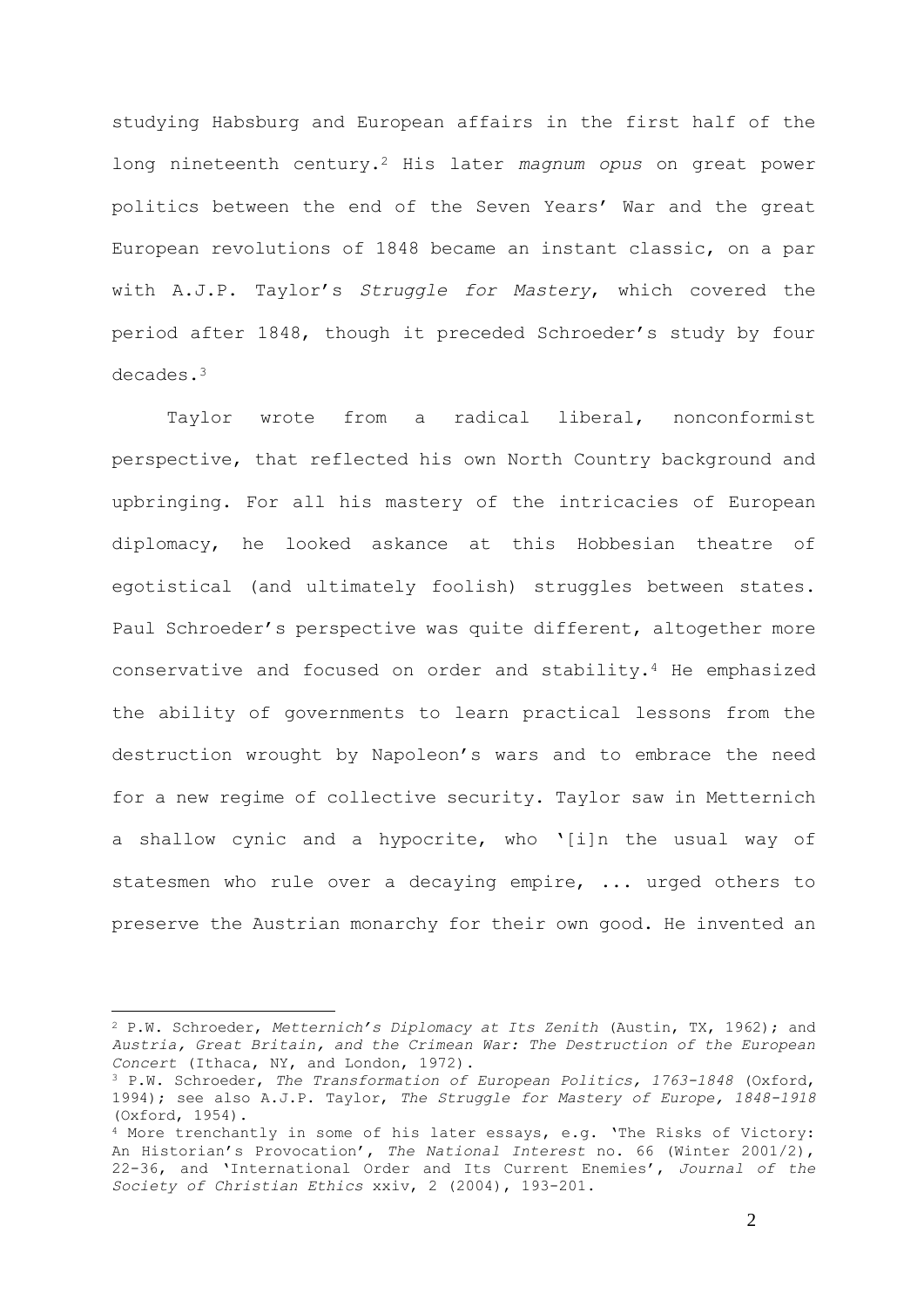studying Habsburg and European affairs in the first half of the long nineteenth century.[2] His later *magnum opus* on great power politics between the end of the Seven Years' War and the great European revolutions of 1848 became an instant classic, on a par with A.J.P. Taylor's *Struggle for Mastery*, which covered the period after 1848, though it preceded Schroeder's study by four decades.[3]

Taylor wrote from a radical liberal, nonconformist perspective, that reflected his own North Country background and upbringing. For all his mastery of the intricacies of European diplomacy, he looked askance at this Hobbesian theatre of egotistical (and ultimately foolish) struggles between states. Paul Schroeder's perspective was quite different, altogether more conservative and focused on order and stability.[4] He emphasized the ability of governments to learn practical lessons from the destruction wrought by Napoleon's wars and to embrace the need for a new regime of collective security. Taylor saw in Metternich a shallow cynic and a hypocrite, who '[i]n the usual way of statesmen who rule over a decaying empire, ... urged others to preserve the Austrian monarchy for their own good. He invented an

---

[2] P.W. Schroeder, *Metternich's Diplomacy at Its Zenith* (Austin, TX, 1962); and *Austria, Great Britain, and the Crimean War: The Destruction of the European Concert* (Ithaca, NY, and London, 1972).

[3] P.W. Schroeder, *The Transformation of European Politics, 1763-1848* (Oxford, 1994); see also A.J.P. Taylor, *The Struggle for Mastery of Europe, 1848-1918* (Oxford, 1954).

[4] More trenchantly in some of his later essays, e.g. 'The Risks of Victory: An Historian's Provocation', *The National Interest* no. 66 (Winter 2001/2), 22-36, and 'International Order and Its Current Enemies', *Journal of the Society of Christian Ethics* xxiv, 2 (2004), 193-201.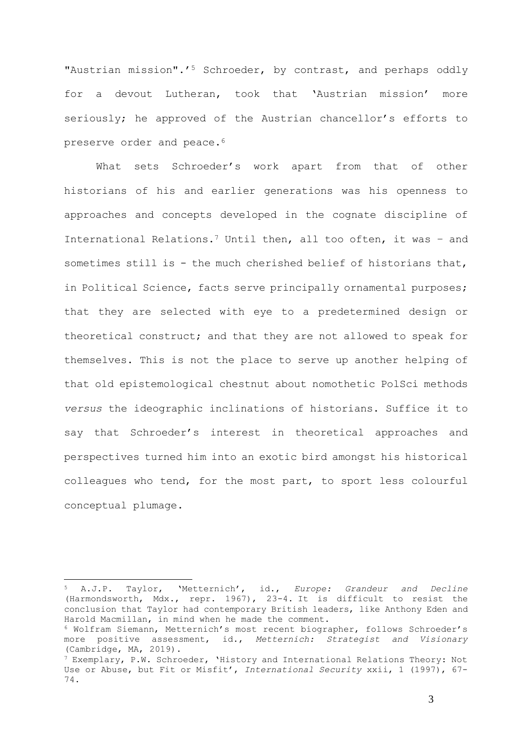"Austrian mission".'[5] Schroeder, by contrast, and perhaps oddly for a devout Lutheran, took that 'Austrian mission' more seriously; he approved of the Austrian chancellor's efforts to preserve order and peace.[6]

What sets Schroeder's work apart from that of other historians of his and earlier generations was his openness to approaches and concepts developed in the cognate discipline of International Relations.[7] Until then, all too often, it was – and sometimes still is - the much cherished belief of historians that, in Political Science, facts serve principally ornamental purposes; that they are selected with eye to a predetermined design or theoretical construct; and that they are not allowed to speak for themselves. This is not the place to serve up another helping of that old epistemological chestnut about nomothetic PolSci methods *versus* the ideographic inclinations of historians. Suffice it to say that Schroeder's interest in theoretical approaches and perspectives turned him into an exotic bird amongst his historical colleagues who tend, for the most part, to sport less colourful conceptual plumage.

---

[5] A.J.P. Taylor, 'Metternich', id., *Europe: Grandeur and Decline* (Harmondsworth, Mdx., repr. 1967), 23-4. It is difficult to resist the conclusion that Taylor had contemporary British leaders, like Anthony Eden and Harold Macmillan, in mind when he made the comment.

[6] Wolfram Siemann, Metternich's most recent biographer, follows Schroeder's more positive assessment, id., *Metternich: Strategist and Visionary* (Cambridge, MA, 2019).

[7] Exemplary, P.W. Schroeder, 'History and International Relations Theory: Not Use or Abuse, but Fit or Misfit', *International Security* xxii, 1 (1997), 67-74.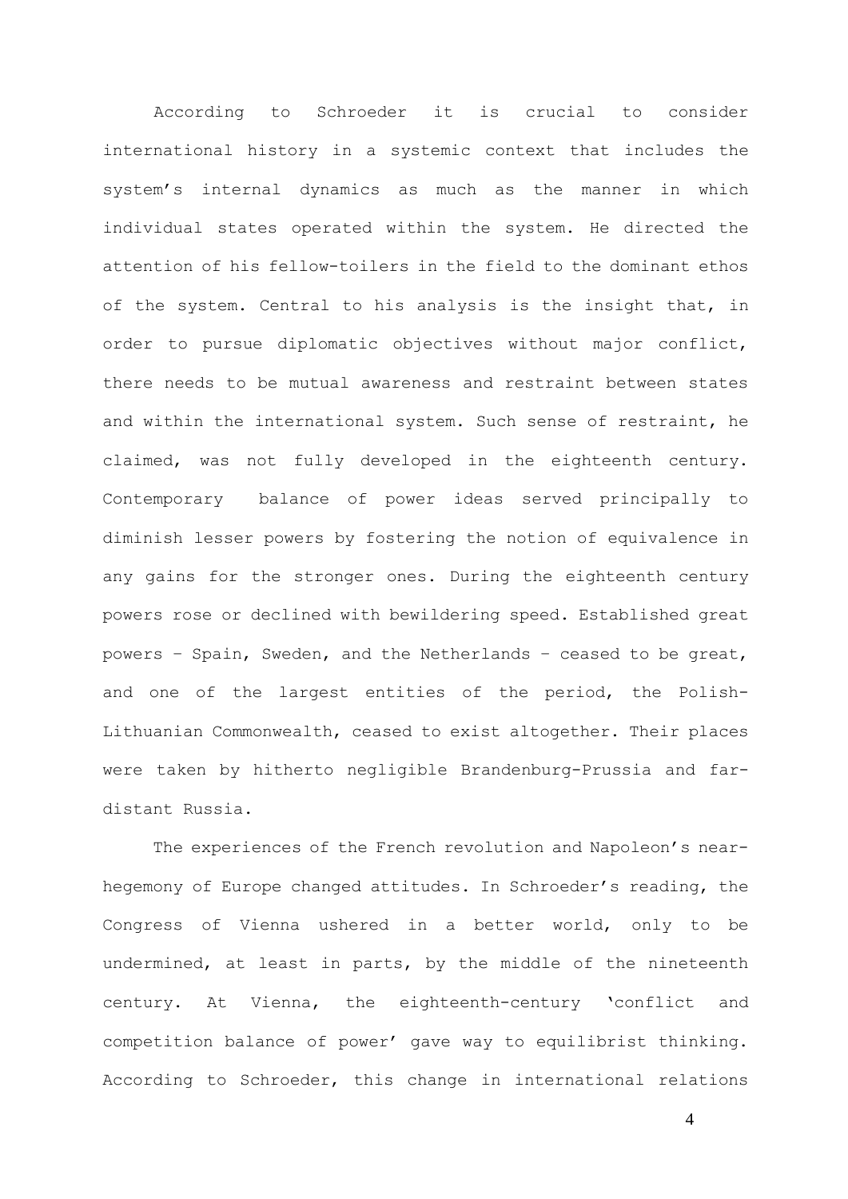According to Schroeder it is crucial to consider international history in a systemic context that includes the system's internal dynamics as much as the manner in which individual states operated within the system. He directed the attention of his fellow-toilers in the field to the dominant ethos of the system. Central to his analysis is the insight that, in order to pursue diplomatic objectives without major conflict, there needs to be mutual awareness and restraint between states and within the international system. Such sense of restraint, he claimed, was not fully developed in the eighteenth century. Contemporary balance of power ideas served principally to diminish lesser powers by fostering the notion of equivalence in any gains for the stronger ones. During the eighteenth century powers rose or declined with bewildering speed. Established great powers – Spain, Sweden, and the Netherlands – ceased to be great, and one of the largest entities of the period, the Polish-Lithuanian Commonwealth, ceased to exist altogether. Their places were taken by hitherto negligible Brandenburg-Prussia and far-distant Russia.

The experiences of the French revolution and Napoleon's near-hegemony of Europe changed attitudes. In Schroeder's reading, the Congress of Vienna ushered in a better world, only to be undermined, at least in parts, by the middle of the nineteenth century. At Vienna, the eighteenth-century 'conflict and competition balance of power' gave way to equilibrist thinking. According to Schroeder, this change in international relations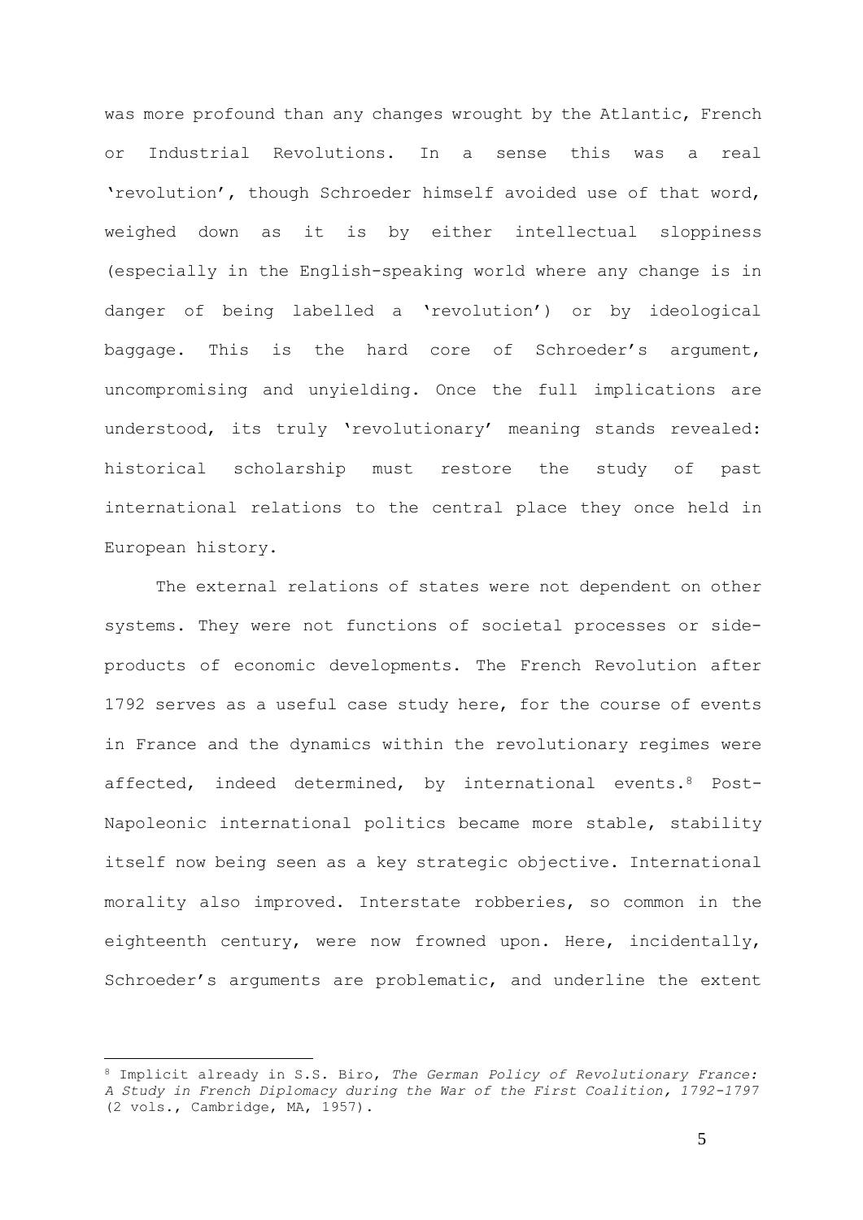was more profound than any changes wrought by the Atlantic, French or Industrial Revolutions. In a sense this was a real 'revolution', though Schroeder himself avoided use of that word, weighed down as it is by either intellectual sloppiness (especially in the English-speaking world where any change is in danger of being labelled a 'revolution') or by ideological baggage. This is the hard core of Schroeder's argument, uncompromising and unyielding. Once the full implications are understood, its truly 'revolutionary' meaning stands revealed: historical scholarship must restore the study of past international relations to the central place they once held in European history.

The external relations of states were not dependent on other systems. They were not functions of societal processes or side-products of economic developments. The French Revolution after 1792 serves as a useful case study here, for the course of events in France and the dynamics within the revolutionary regimes were affected, indeed determined, by international events.[8] Post-Napoleonic international politics became more stable, stability itself now being seen as a key strategic objective. International morality also improved. Interstate robberies, so common in the eighteenth century, were now frowned upon. Here, incidentally, Schroeder's arguments are problematic, and underline the extent

[8] Implicit already in S.S. Biro, *The German Policy of Revolutionary France: A Study in French Diplomacy during the War of the First Coalition, 1792-1797* (2 vols., Cambridge, MA, 1957).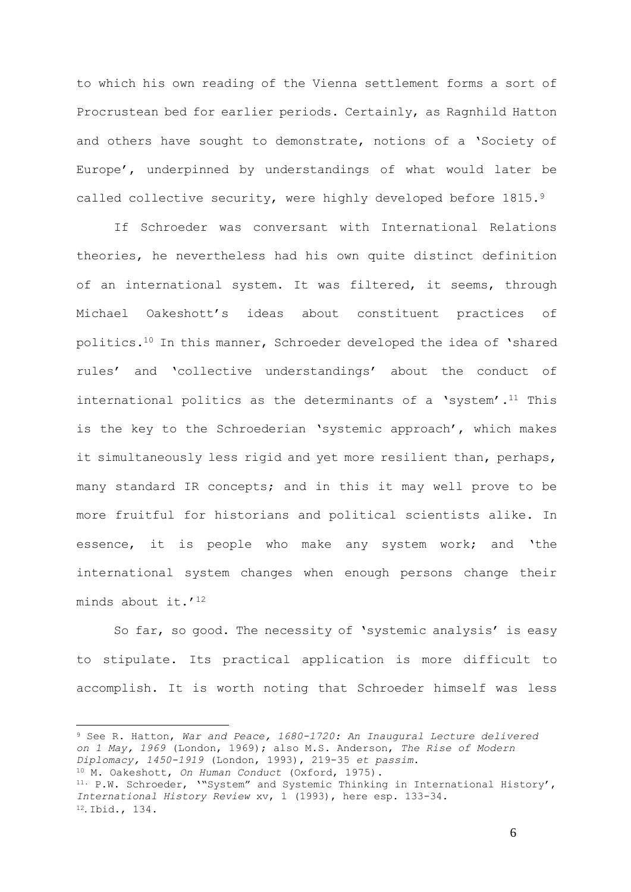to which his own reading of the Vienna settlement forms a sort of Procrustean bed for earlier periods. Certainly, as Ragnhild Hatton and others have sought to demonstrate, notions of a 'Society of Europe', underpinned by understandings of what would later be called collective security, were highly developed before 1815.[9]

If Schroeder was conversant with International Relations theories, he nevertheless had his own quite distinct definition of an international system. It was filtered, it seems, through Michael Oakeshott's ideas about constituent practices of politics.[10] In this manner, Schroeder developed the idea of 'shared rules' and 'collective understandings' about the conduct of international politics as the determinants of a 'system'.[11] This is the key to the Schroederian 'systemic approach', which makes it simultaneously less rigid and yet more resilient than, perhaps, many standard IR concepts; and in this it may well prove to be more fruitful for historians and political scientists alike. In essence, it is people who make any system work; and 'the international system changes when enough persons change their minds about it.'[12]

So far, so good. The necessity of 'systemic analysis' is easy to stipulate. Its practical application is more difficult to accomplish. It is worth noting that Schroeder himself was less

---

[9] See R. Hatton, *War and Peace, 1680-1720: An Inaugural Lecture delivered on 1 May, 1969* (London, 1969); also M.S. Anderson, *The Rise of Modern Diplomacy, 1450-1919* (London, 1993), 219-35 *et passim*.

[10] M. Oakeshott, *On Human Conduct* (Oxford, 1975).

[11] P.W. Schroeder, '"System" and Systemic Thinking in International History', *International History Review* xv, 1 (1993), here esp. 133-34.

[12] Ibid., 134.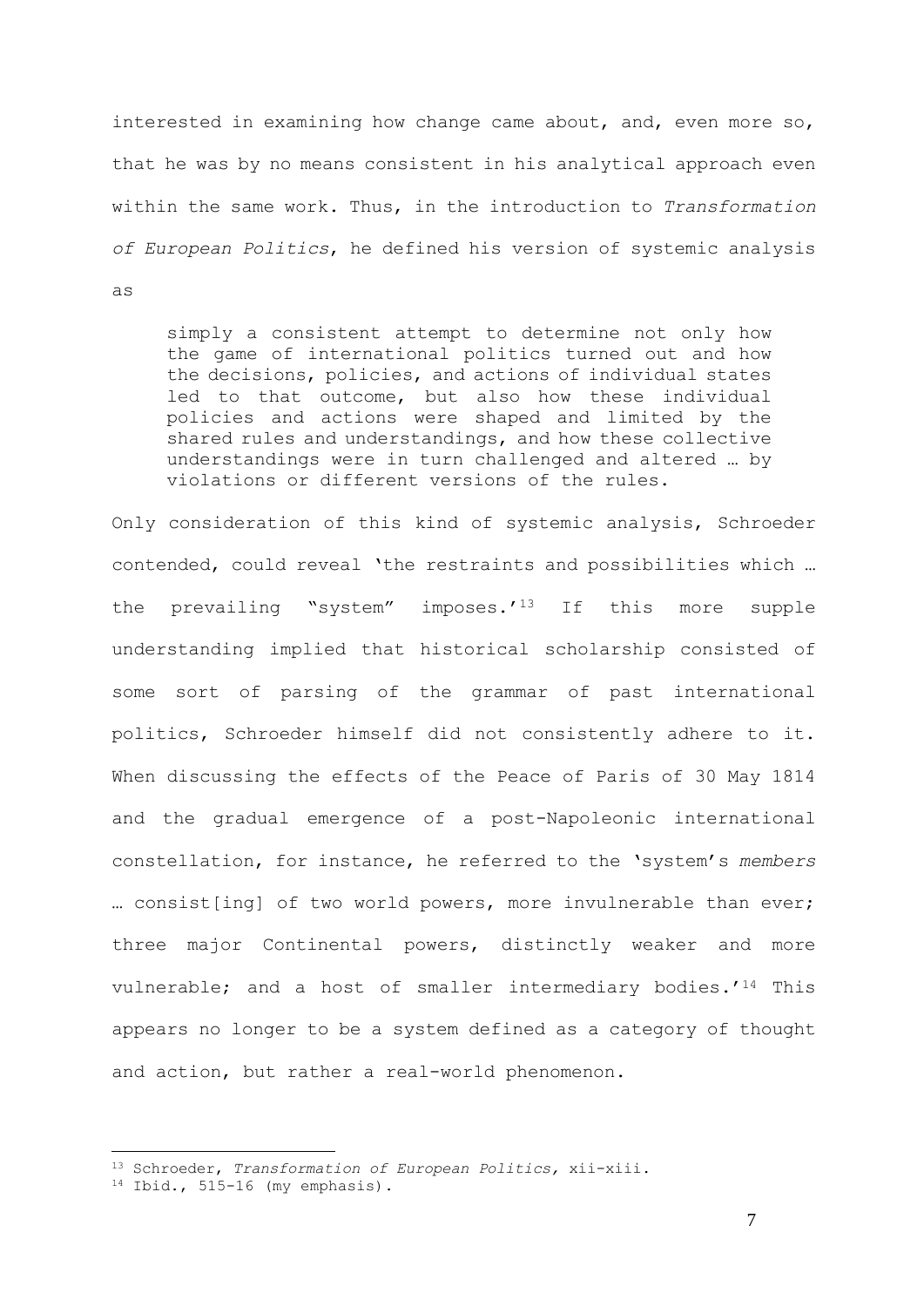interested in examining how change came about, and, even more so, that he was by no means consistent in his analytical approach even within the same work. Thus, in the introduction to *Transformation of European Politics*, he defined his version of systemic analysis as

> simply a consistent attempt to determine not only how the game of international politics turned out and how the decisions, policies, and actions of individual states led to that outcome, but also how these individual policies and actions were shaped and limited by the shared rules and understandings, and how these collective understandings were in turn challenged and altered … by violations or different versions of the rules.

Only consideration of this kind of systemic analysis, Schroeder contended, could reveal 'the restraints and possibilities which … the prevailing "system" imposes.'[13] If this more supple understanding implied that historical scholarship consisted of some sort of parsing of the grammar of past international politics, Schroeder himself did not consistently adhere to it. When discussing the effects of the Peace of Paris of 30 May 1814 and the gradual emergence of a post-Napoleonic international constellation, for instance, he referred to the 'system's *members* … consist[ing] of two world powers, more invulnerable than ever; three major Continental powers, distinctly weaker and more vulnerable; and a host of smaller intermediary bodies.'[14] This appears no longer to be a system defined as a category of thought and action, but rather a real-world phenomenon.

---

[13] Schroeder, *Transformation of European Politics,* xii-xiii.

[14] Ibid., 515-16 (my emphasis).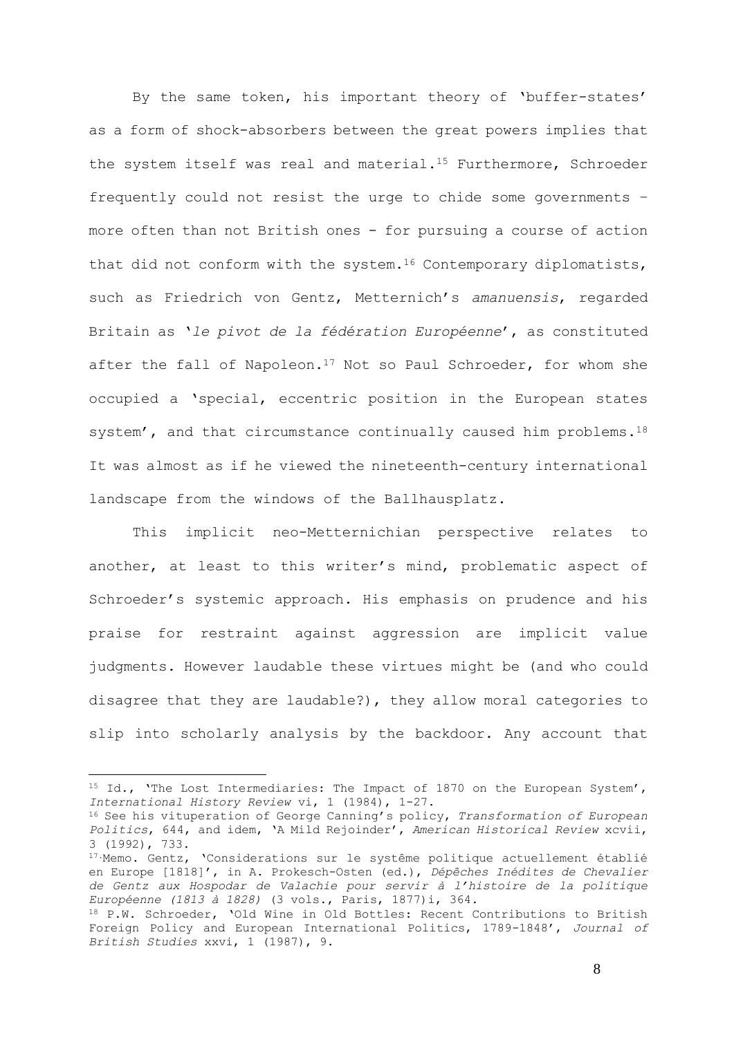By the same token, his important theory of 'buffer-states' as a form of shock-absorbers between the great powers implies that the system itself was real and material.[15] Furthermore, Schroeder frequently could not resist the urge to chide some governments – more often than not British ones - for pursuing a course of action that did not conform with the system.[16] Contemporary diplomatists, such as Friedrich von Gentz, Metternich's *amanuensis*, regarded Britain as '*le pivot de la fédération Européenne*', as constituted after the fall of Napoleon.[17] Not so Paul Schroeder, for whom she occupied a 'special, eccentric position in the European states system', and that circumstance continually caused him problems.[18] It was almost as if he viewed the nineteenth-century international landscape from the windows of the Ballhausplatz.

This implicit neo-Metternichian perspective relates to another, at least to this writer's mind, problematic aspect of Schroeder's systemic approach. His emphasis on prudence and his praise for restraint against aggression are implicit value judgments. However laudable these virtues might be (and who could disagree that they are laudable?), they allow moral categories to slip into scholarly analysis by the backdoor. Any account that

---

[15] Id., 'The Lost Intermediaries: The Impact of 1870 on the European System', *International History Review* vi, 1 (1984), 1-27.

[16] See his vituperation of George Canning's policy, *Transformation of European Politics*, 644, and idem, 'A Mild Rejoinder', *American Historical Review* xcvii, 3 (1992), 733.

[17] Memo. Gentz, 'Considerations sur le systême politique actuellement établié en Europe [1818]', in A. Prokesch-Osten (ed.), *Dépêches Inédites de Chevalier de Gentz aux Hospodar de Valachie pour servir à l'histoire de la politique Européenne (1813 à 1828)* (3 vols., Paris, 1877)i, 364.

[18] P.W. Schroeder, 'Old Wine in Old Bottles: Recent Contributions to British Foreign Policy and European International Politics, 1789-1848', *Journal of British Studies* xxvi, 1 (1987), 9.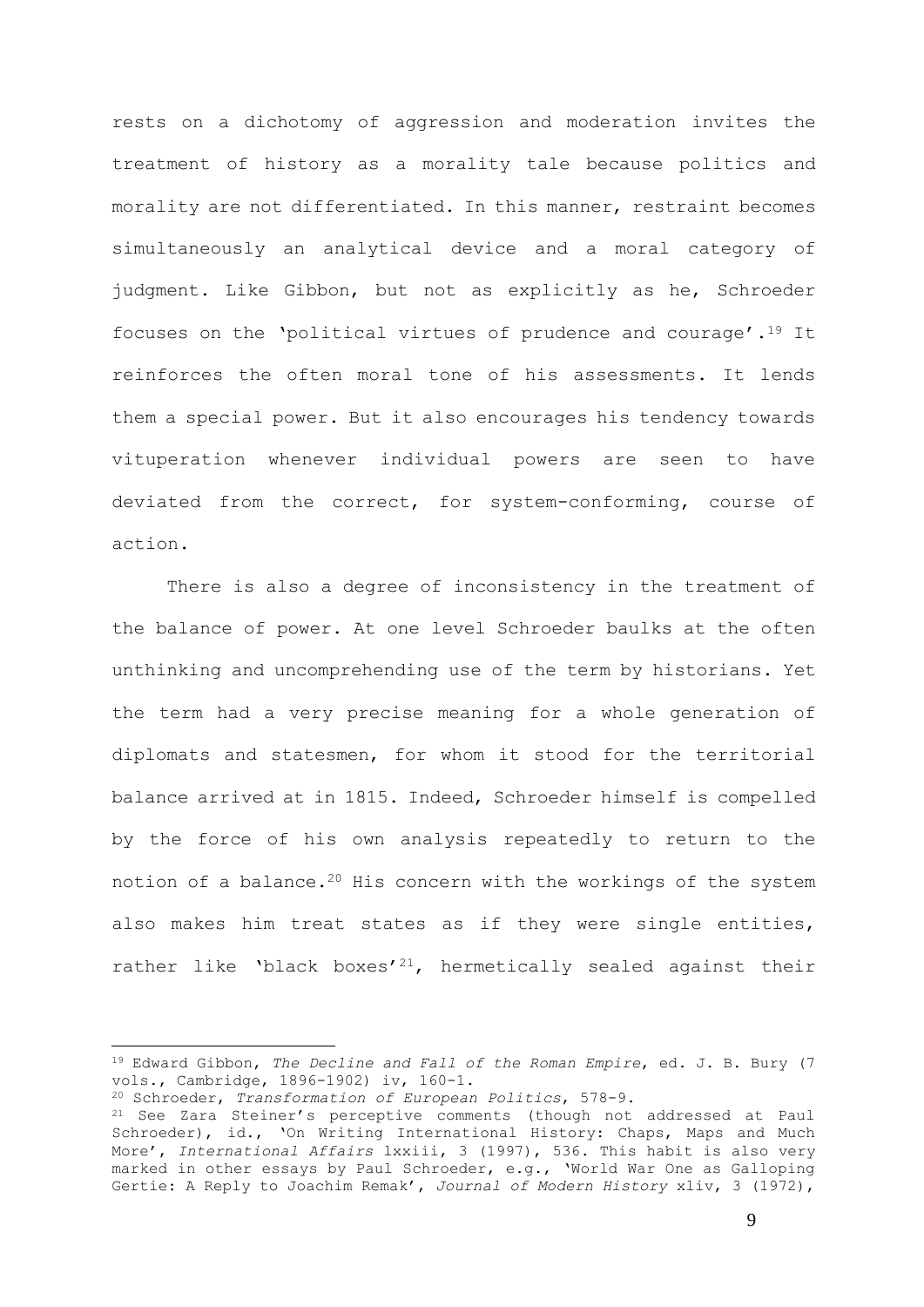rests on a dichotomy of aggression and moderation invites the treatment of history as a morality tale because politics and morality are not differentiated. In this manner, restraint becomes simultaneously an analytical device and a moral category of judgment. Like Gibbon, but not as explicitly as he, Schroeder focuses on the 'political virtues of prudence and courage'.[19] It reinforces the often moral tone of his assessments. It lends them a special power. But it also encourages his tendency towards vituperation whenever individual powers are seen to have deviated from the correct, for system-conforming, course of action.

There is also a degree of inconsistency in the treatment of the balance of power. At one level Schroeder baulks at the often unthinking and uncomprehending use of the term by historians. Yet the term had a very precise meaning for a whole generation of diplomats and statesmen, for whom it stood for the territorial balance arrived at in 1815. Indeed, Schroeder himself is compelled by the force of his own analysis repeatedly to return to the notion of a balance.[20] His concern with the workings of the system also makes him treat states as if they were single entities, rather like 'black boxes'[21], hermetically sealed against their

---

[19] Edward Gibbon, *The Decline and Fall of the Roman Empire*, ed. J. B. Bury (7 vols., Cambridge, 1896-1902) iv, 160-1.

[20] Schroeder, *Transformation of European Politics*, 578-9.

[21] See Zara Steiner's perceptive comments (though not addressed at Paul Schroeder), id., 'On Writing International History: Chaps, Maps and Much More', *International Affairs* lxxiii, 3 (1997), 536. This habit is also very marked in other essays by Paul Schroeder, e.g., 'World War One as Galloping Gertie: A Reply to Joachim Remak', *Journal of Modern History* xliv, 3 (1972),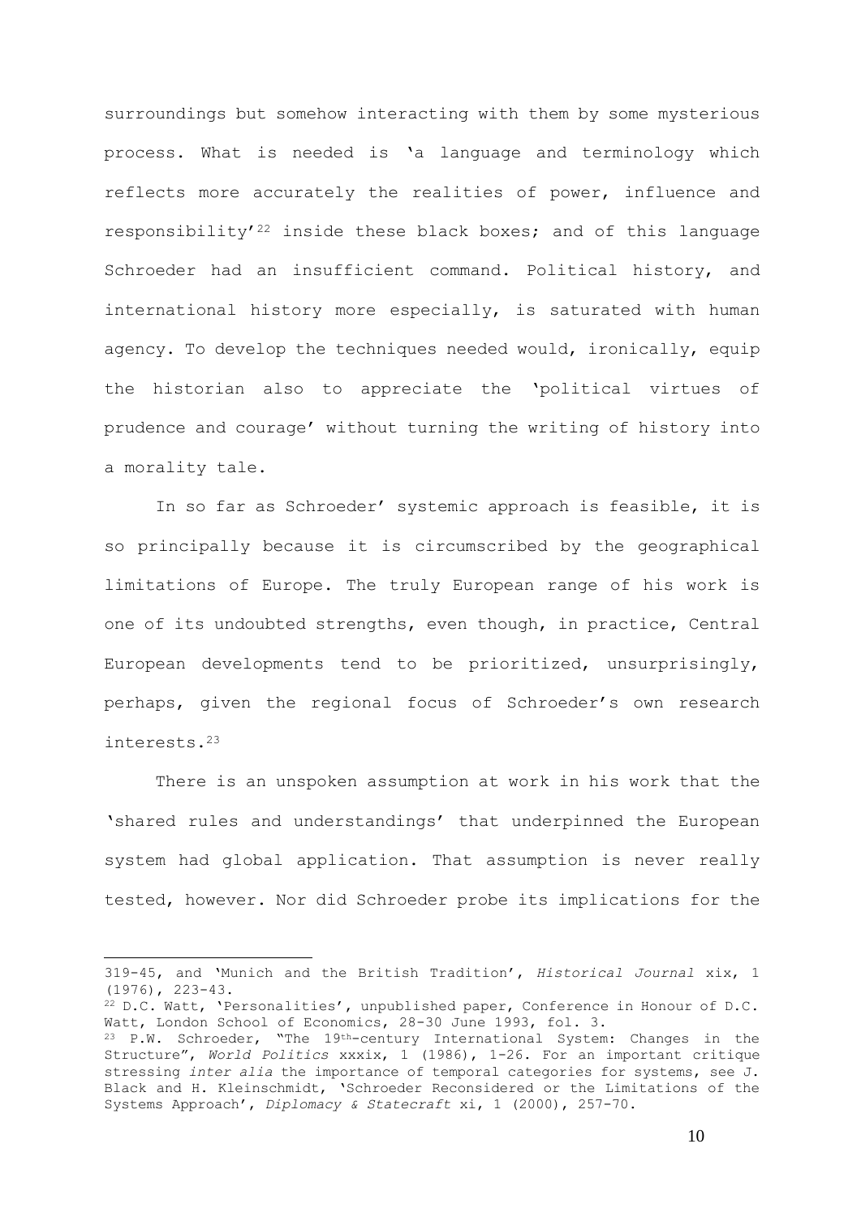surroundings but somehow interacting with them by some mysterious process. What is needed is 'a language and terminology which reflects more accurately the realities of power, influence and responsibility'[22] inside these black boxes; and of this language Schroeder had an insufficient command. Political history, and international history more especially, is saturated with human agency. To develop the techniques needed would, ironically, equip the historian also to appreciate the 'political virtues of prudence and courage' without turning the writing of history into a morality tale.

In so far as Schroeder' systemic approach is feasible, it is so principally because it is circumscribed by the geographical limitations of Europe. The truly European range of his work is one of its undoubted strengths, even though, in practice, Central European developments tend to be prioritized, unsurprisingly, perhaps, given the regional focus of Schroeder's own research interests.[23]

There is an unspoken assumption at work in his work that the 'shared rules and understandings' that underpinned the European system had global application. That assumption is never really tested, however. Nor did Schroeder probe its implications for the

---

319-45, and 'Munich and the British Tradition', *Historical Journal* xix, 1 (1976), 223-43.

[22] D.C. Watt, 'Personalities', unpublished paper, Conference in Honour of D.C. Watt, London School of Economics, 28-30 June 1993, fol. 3.

[23] P.W. Schroeder, "The 19th-century International System: Changes in the Structure", *World Politics* xxxix, 1 (1986), 1-26. For an important critique stressing *inter alia* the importance of temporal categories for systems, see J. Black and H. Kleinschmidt, 'Schroeder Reconsidered or the Limitations of the Systems Approach', *Diplomacy & Statecraft* xi, 1 (2000), 257-70.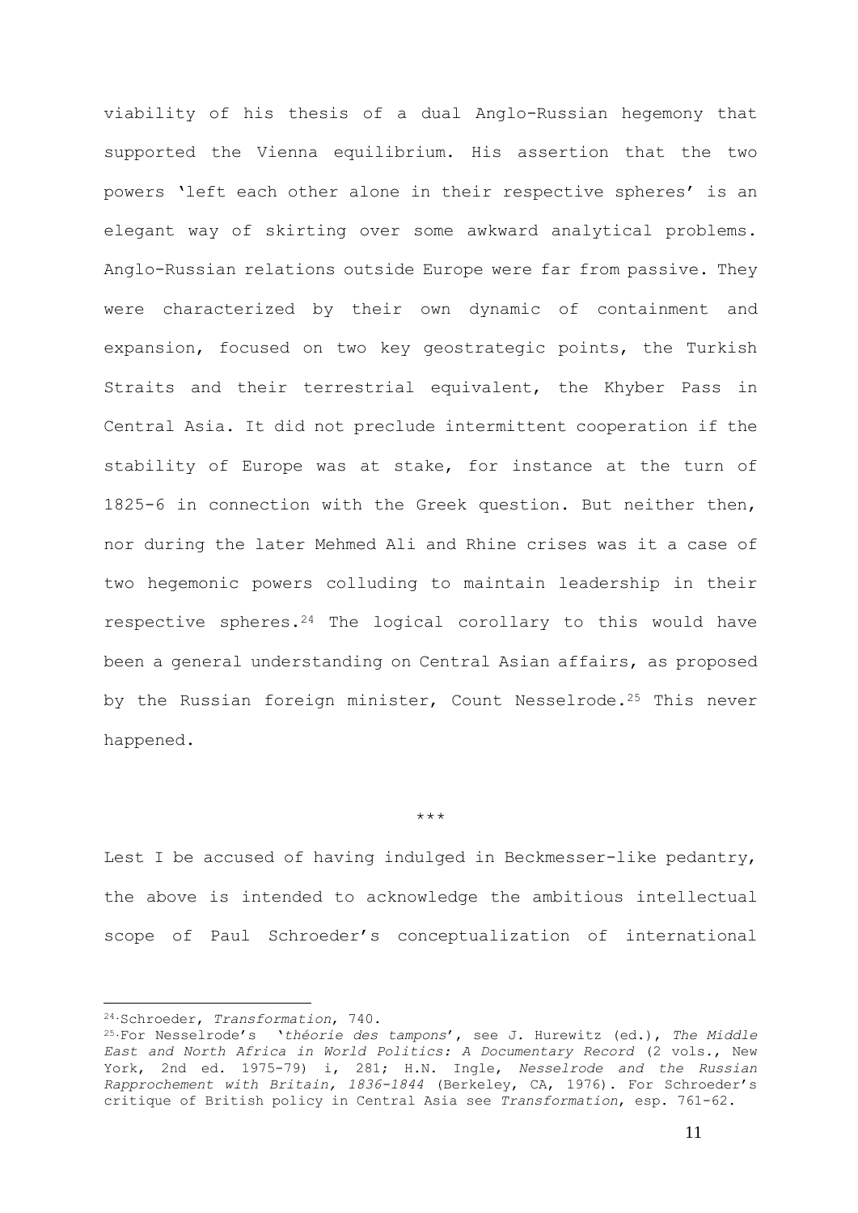viability of his thesis of a dual Anglo-Russian hegemony that supported the Vienna equilibrium. His assertion that the two powers 'left each other alone in their respective spheres' is an elegant way of skirting over some awkward analytical problems. Anglo-Russian relations outside Europe were far from passive. They were characterized by their own dynamic of containment and expansion, focused on two key geostrategic points, the Turkish Straits and their terrestrial equivalent, the Khyber Pass in Central Asia. It did not preclude intermittent cooperation if the stability of Europe was at stake, for instance at the turn of 1825-6 in connection with the Greek question. But neither then, nor during the later Mehmed Ali and Rhine crises was it a case of two hegemonic powers colluding to maintain leadership in their respective spheres.[24] The logical corollary to this would have been a general understanding on Central Asian affairs, as proposed by the Russian foreign minister, Count Nesselrode.[25] This never happened.

\*\*\*

Lest I be accused of having indulged in Beckmesser-like pedantry, the above is intended to acknowledge the ambitious intellectual scope of Paul Schroeder's conceptualization of international

---

[24] Schroeder, *Transformation*, 740.

[25] For Nesselrode's '*théorie des tampons*', see J. Hurewitz (ed.), *The Middle East and North Africa in World Politics: A Documentary Record* (2 vols., New York, 2nd ed. 1975-79) i, 281; H.N. Ingle, *Nesselrode and the Russian Rapprochement with Britain, 1836-1844* (Berkeley, CA, 1976). For Schroeder's critique of British policy in Central Asia see *Transformation*, esp. 761-62.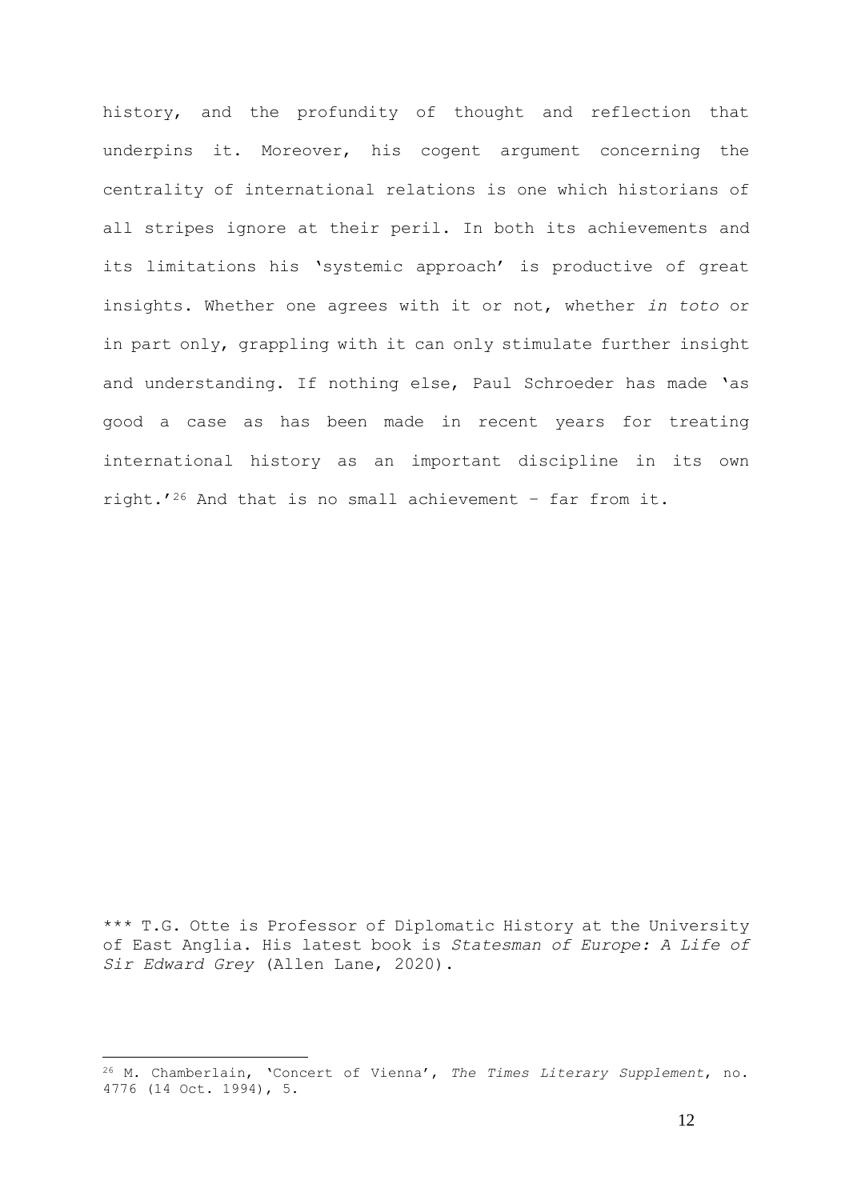history, and the profundity of thought and reflection that underpins it. Moreover, his cogent argument concerning the centrality of international relations is one which historians of all stripes ignore at their peril. In both its achievements and its limitations his 'systemic approach' is productive of great insights. Whether one agrees with it or not, whether *in toto* or in part only, grappling with it can only stimulate further insight and understanding. If nothing else, Paul Schroeder has made 'as good a case as has been made in recent years for treating international history as an important discipline in its own right.'[26] And that is no small achievement – far from it.

*** T.G. Otte is Professor of Diplomatic History at the University of East Anglia. His latest book is *Statesman of Europe: A Life of Sir Edward Grey* (Allen Lane, 2020).

---

[26] M. Chamberlain, 'Concert of Vienna', *The Times Literary Supplement*, no. 4776 (14 Oct. 1994), 5.